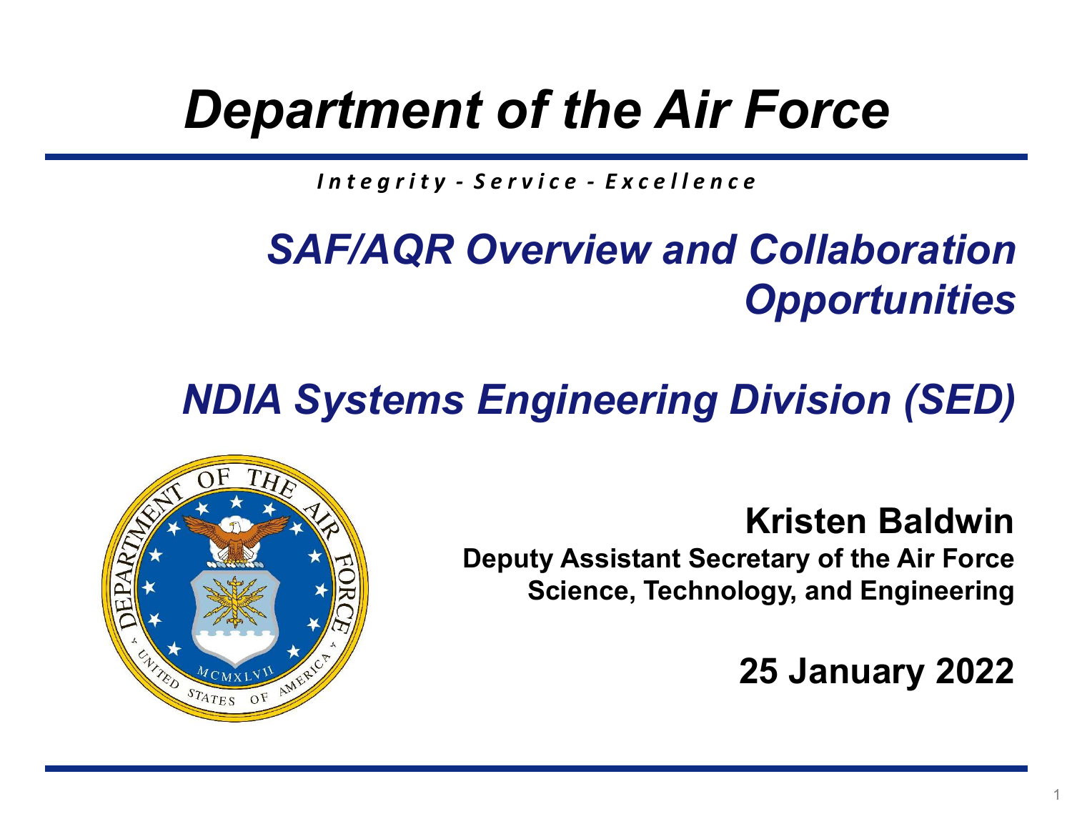# Department of the Air Force

*Integrity - Service - Excellence*

## *SAF/AQR Overview and Collaboration Opportunities*

## *NDIA Systems Engineering Division (SED)*

**Kristen Baldwin**

**Deputy Assistant Secretary of the Air Force**
**Science, Technology, and Engineering**

**25 January 2022**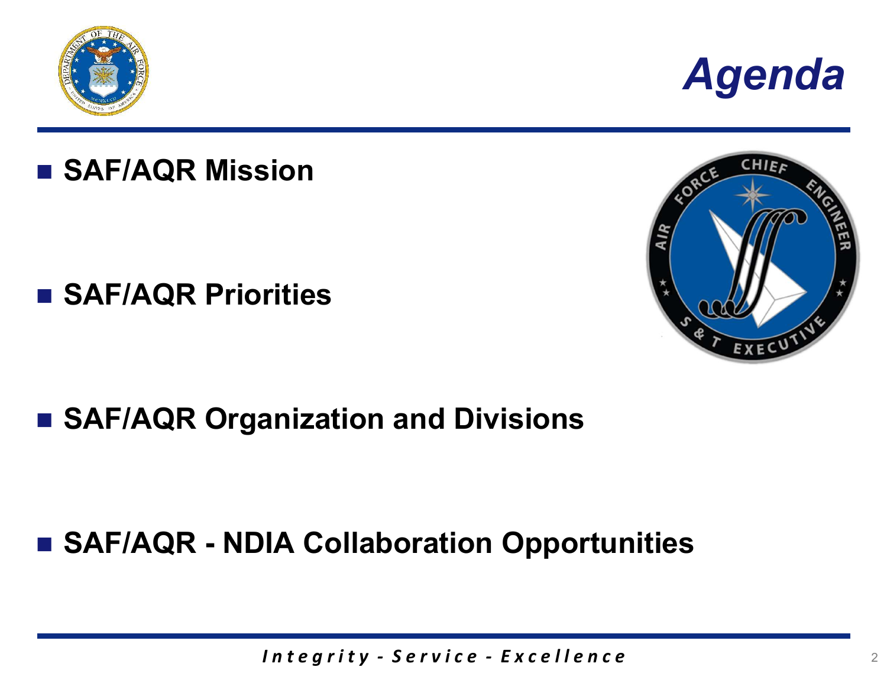# Agenda

- **SAF/AQR Mission**
- **SAF/AQR Priorities**
- **SAF/AQR Organization and Divisions**
- **SAF/AQR - NDIA Collaboration Opportunities**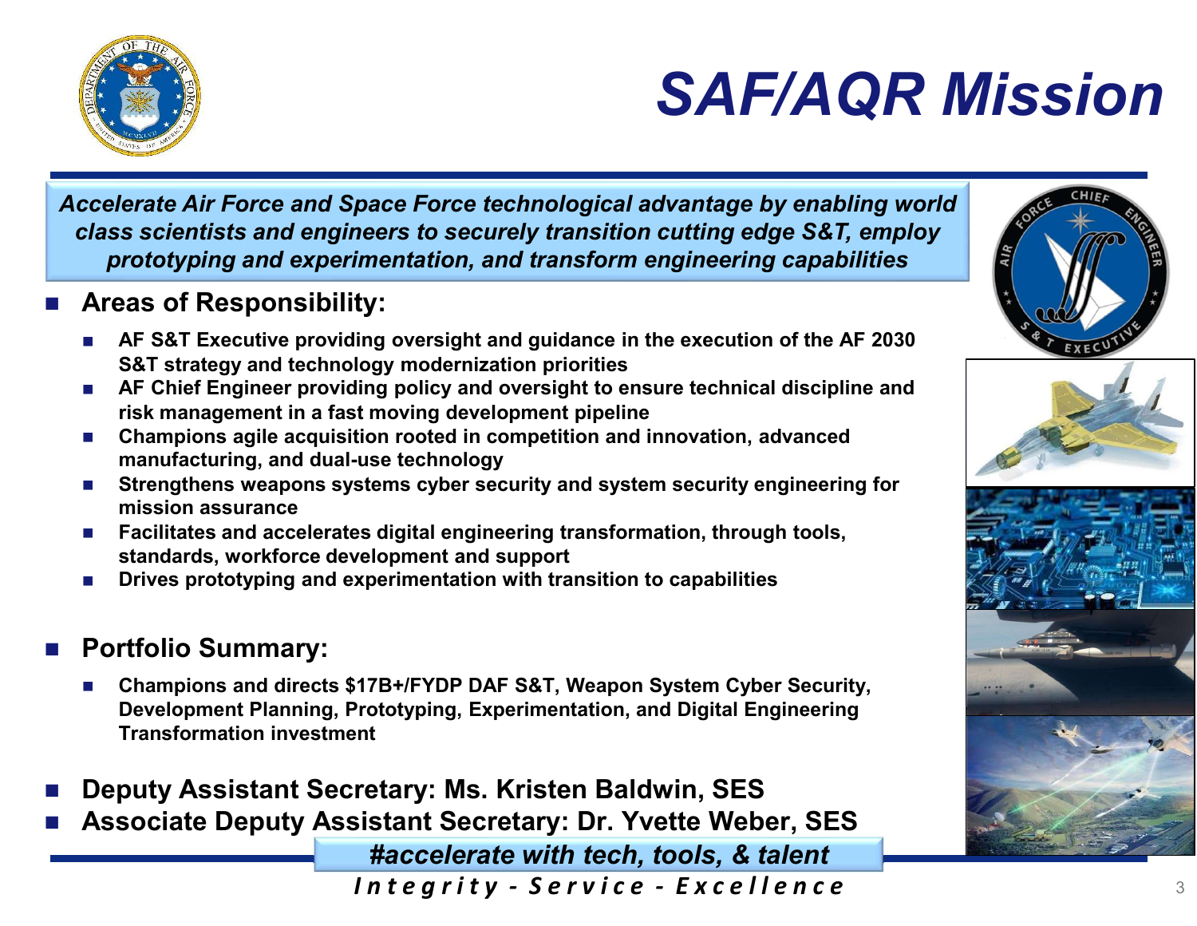# SAF/AQR Mission

*Accelerate Air Force and Space Force technological advantage by enabling world class scientists and engineers to securely transition cutting edge S&T, employ prototyping and experimentation, and transform engineering capabilities*

- **Areas of Responsibility:**
  - **AF S&T Executive providing oversight and guidance in the execution of the AF 2030 S&T strategy and technology modernization priorities**
  - **AF Chief Engineer providing policy and oversight to ensure technical discipline and risk management in a fast moving development pipeline**
  - **Champions agile acquisition rooted in competition and innovation, advanced manufacturing, and dual-use technology**
  - **Strengthens weapons systems cyber security and system security engineering for mission assurance**
  - **Facilitates and accelerates digital engineering transformation, through tools, standards, workforce development and support**
  - **Drives prototyping and experimentation with transition to capabilities**

- **Portfolio Summary:**
  - **Champions and directs $17B+/FYDP DAF S&T, Weapon System Cyber Security, Development Planning, Prototyping, Experimentation, and Digital Engineering Transformation investment**

- **Deputy Assistant Secretary: Ms. Kristen Baldwin, SES**
- **Associate Deputy Assistant Secretary: Dr. Yvette Weber, SES**

***#accelerate with tech, tools, & talent***

*Integrity - Service - Excellence*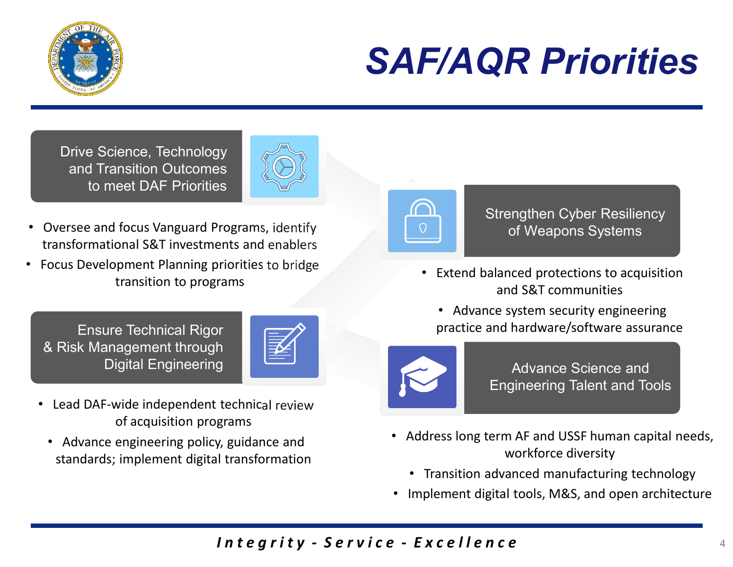# SAF/AQR Priorities

## Drive Science, Technology and Transition Outcomes to meet DAF Priorities

- Oversee and focus Vanguard Programs, identify transformational S&T investments and enablers
- Focus Development Planning priorities to bridge transition to programs

## Ensure Technical Rigor & Risk Management through Digital Engineering

- Lead DAF-wide independent technical review of acquisition programs
- Advance engineering policy, guidance and standards; implement digital transformation

## Strengthen Cyber Resiliency of Weapons Systems

- Extend balanced protections to acquisition and S&T communities
- Advance system security engineering practice and hardware/software assurance

## Advance Science and Engineering Talent and Tools

- Address long term AF and USSF human capital needs, workforce diversity
- Transition advanced manufacturing technology
- Implement digital tools, M&S, and open architecture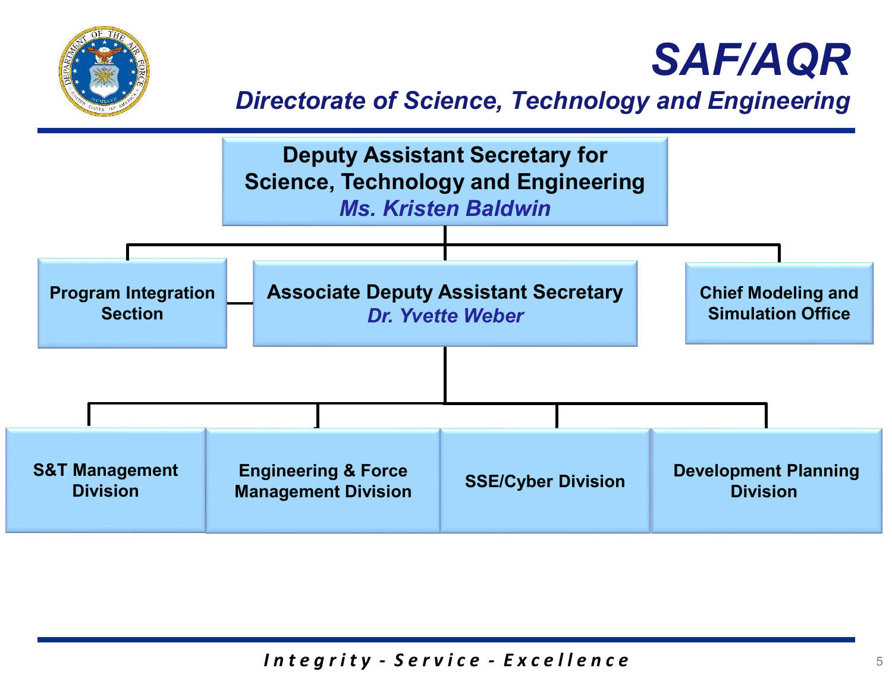# SAF/AQR

## *Directorate of Science, Technology and Engineering*

**Deputy Assistant Secretary for Science, Technology and Engineering**
*Ms. Kristen Baldwin*

- **Program Integration Section**
- **Associate Deputy Assistant Secretary**
  *Dr. Yvette Weber*
  - **S&T Management Division**
  - **Engineering & Force Management Division**
  - **SSE/Cyber Division**
  - **Development Planning Division**
- **Chief Modeling and Simulation Office**

*Integrity - Service - Excellence*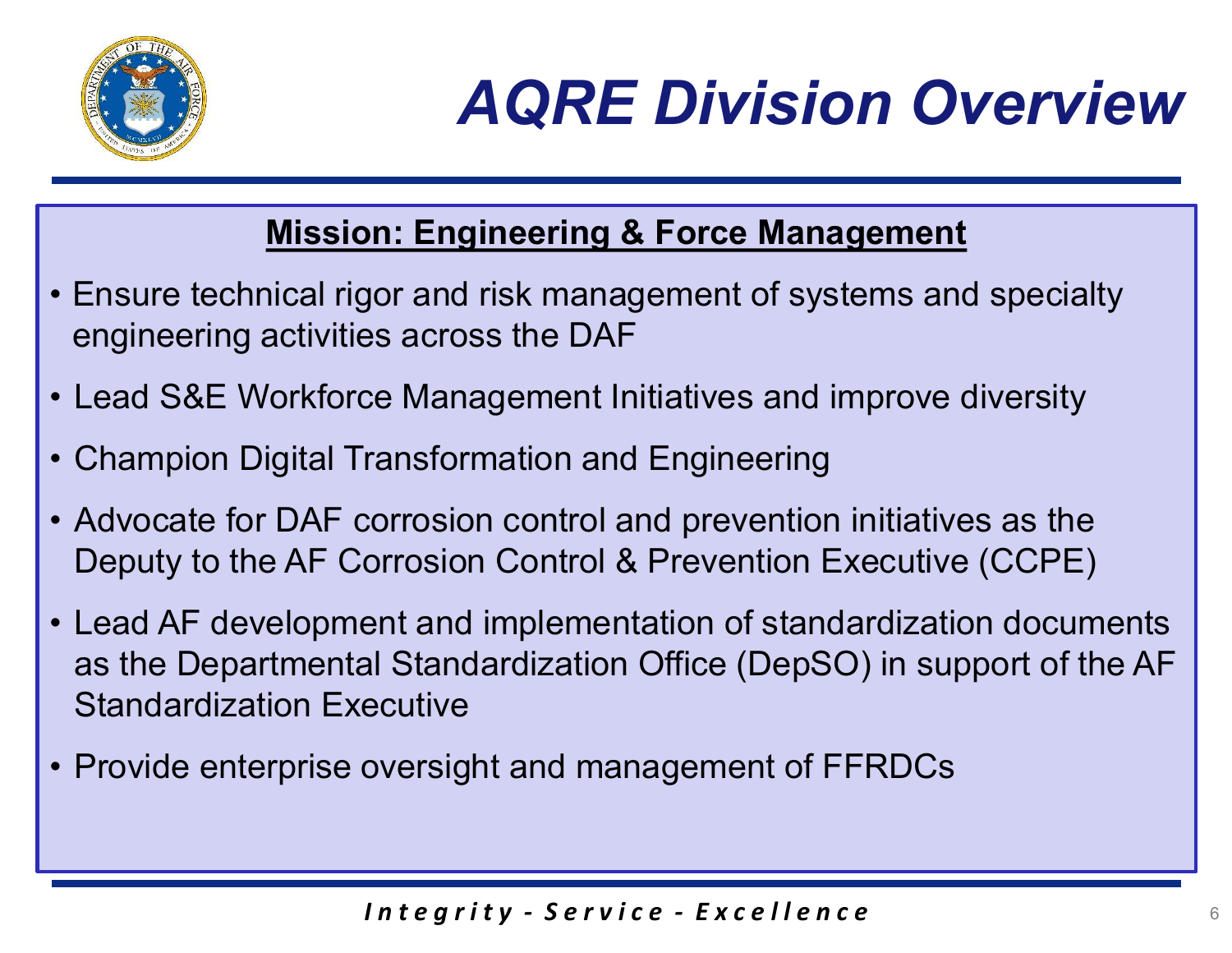# AQRE Division Overview

**Mission: Engineering & Force Management**

- Ensure technical rigor and risk management of systems and specialty engineering activities across the DAF
- Lead S&E Workforce Management Initiatives and improve diversity
- Champion Digital Transformation and Engineering
- Advocate for DAF corrosion control and prevention initiatives as the Deputy to the AF Corrosion Control & Prevention Executive (CCPE)
- Lead AF development and implementation of standardization documents as the Departmental Standardization Office (DepSO) in support of the AF Standardization Executive
- Provide enterprise oversight and management of FFRDCs

*Integrity - Service - Excellence*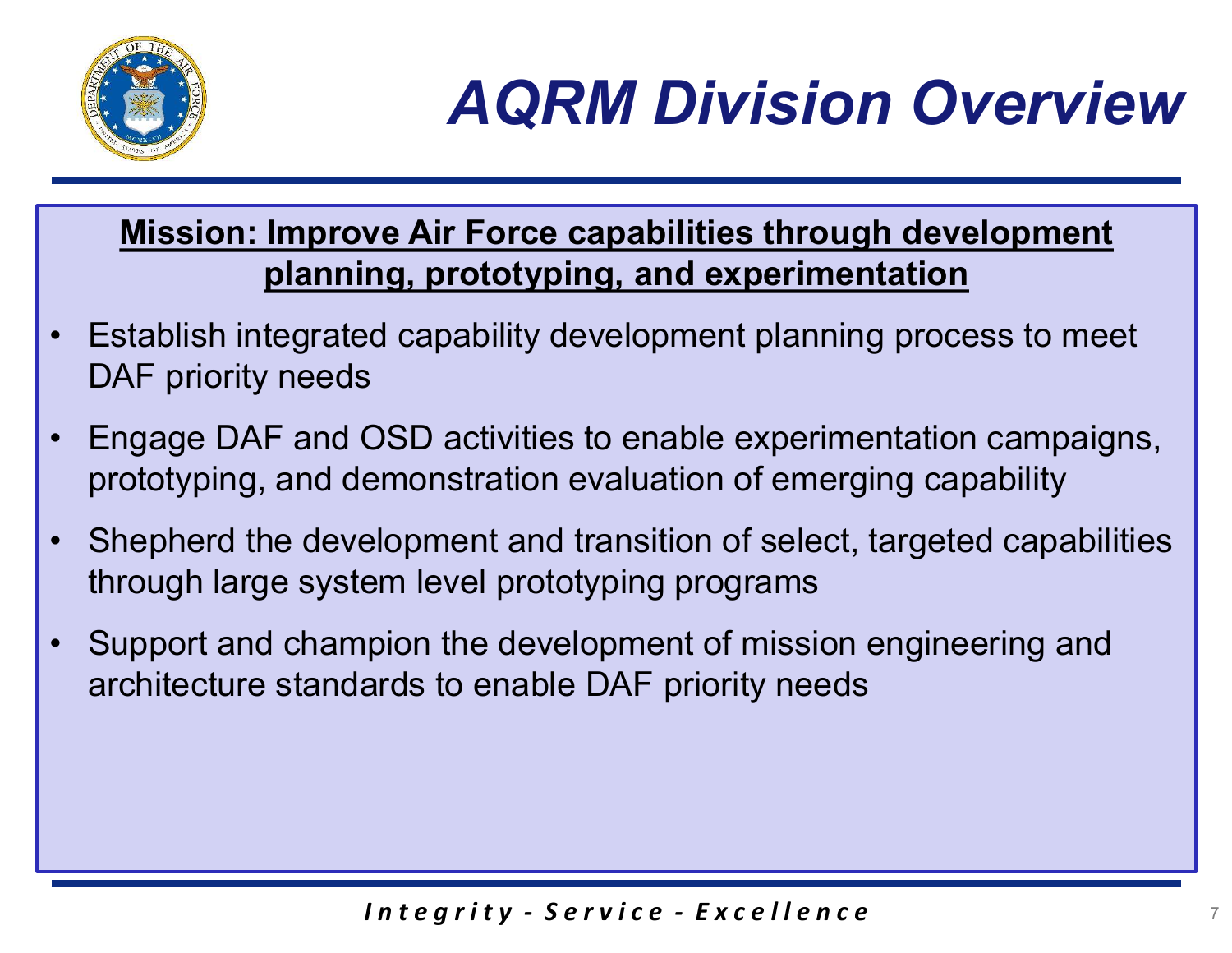# AQRM Division Overview

**Mission: Improve Air Force capabilities through development planning, prototyping, and experimentation**

- Establish integrated capability development planning process to meet DAF priority needs
- Engage DAF and OSD activities to enable experimentation campaigns, prototyping, and demonstration evaluation of emerging capability
- Shepherd the development and transition of select, targeted capabilities through large system level prototyping programs
- Support and champion the development of mission engineering and architecture standards to enable DAF priority needs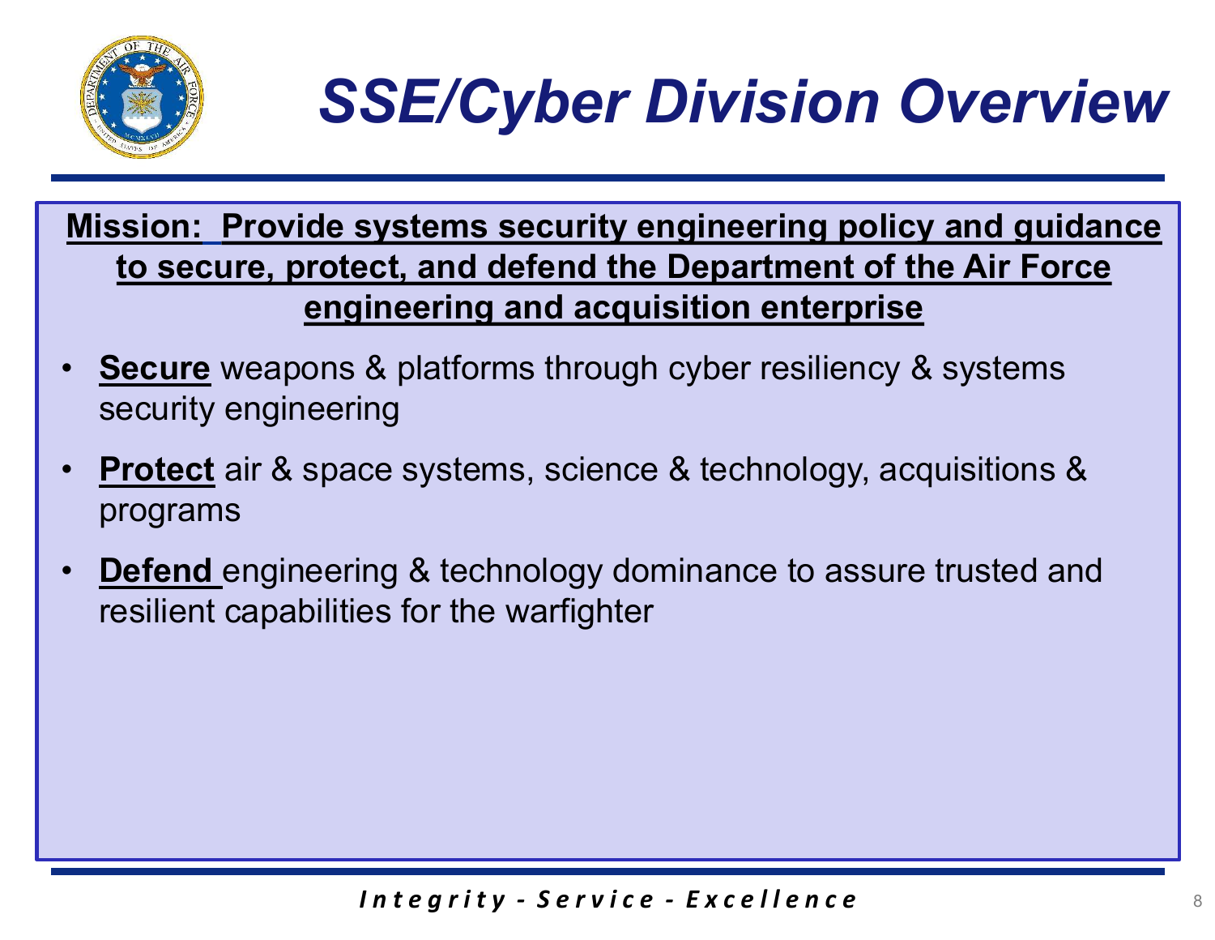# SSE/Cyber Division Overview

**Mission: Provide systems security engineering policy and guidance to secure, protect, and defend the Department of the Air Force engineering and acquisition enterprise**

- **Secure** weapons & platforms through cyber resiliency & systems security engineering
- **Protect** air & space systems, science & technology, acquisitions & programs
- **Defend** engineering & technology dominance to assure trusted and resilient capabilities for the warfighter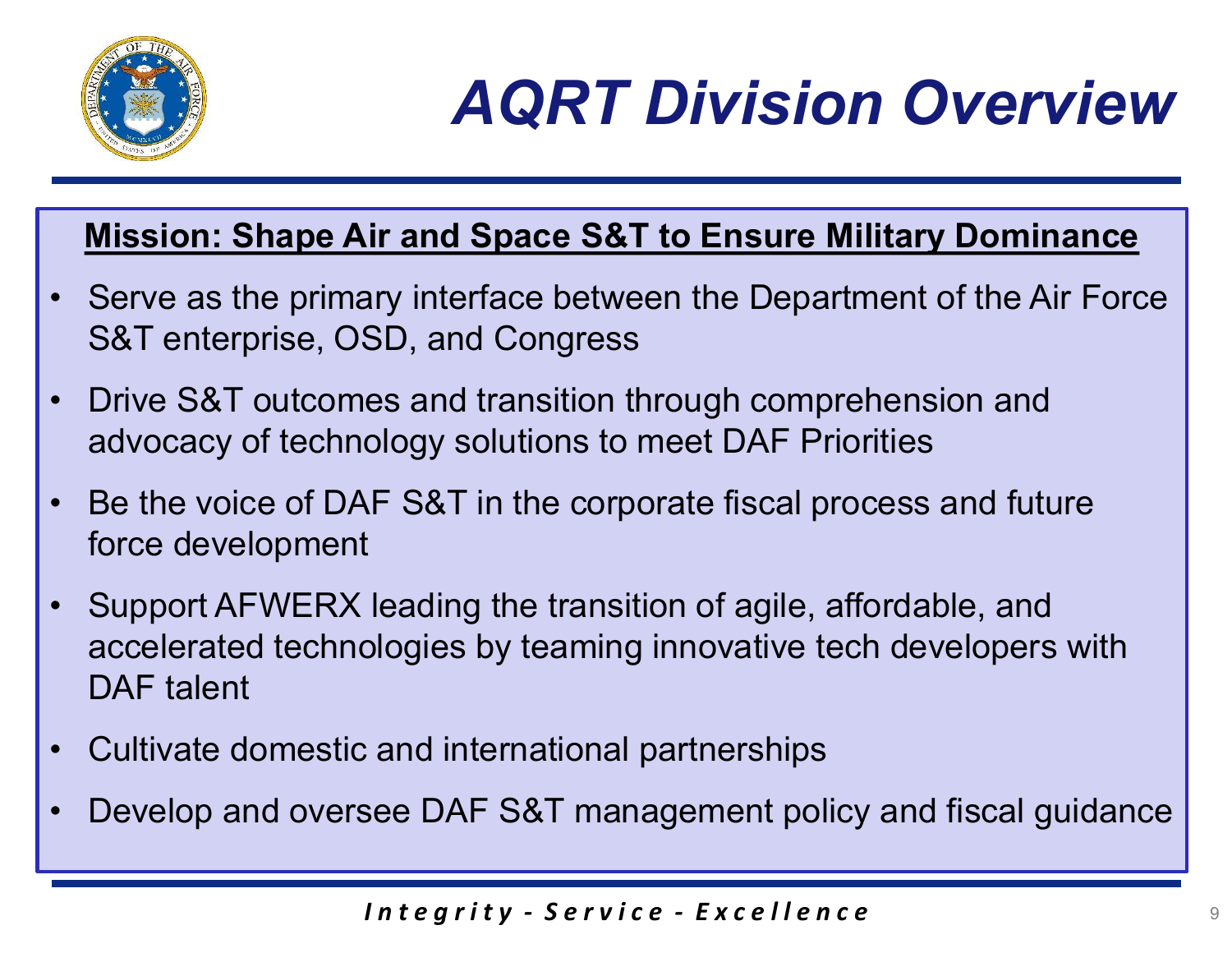# AQRT Division Overview

**Mission: Shape Air and Space S&T to Ensure Military Dominance**

- Serve as the primary interface between the Department of the Air Force S&T enterprise, OSD, and Congress
- Drive S&T outcomes and transition through comprehension and advocacy of technology solutions to meet DAF Priorities
- Be the voice of DAF S&T in the corporate fiscal process and future force development
- Support AFWERX leading the transition of agile, affordable, and accelerated technologies by teaming innovative tech developers with DAF talent
- Cultivate domestic and international partnerships
- Develop and oversee DAF S&T management policy and fiscal guidance

*Integrity - Service - Excellence*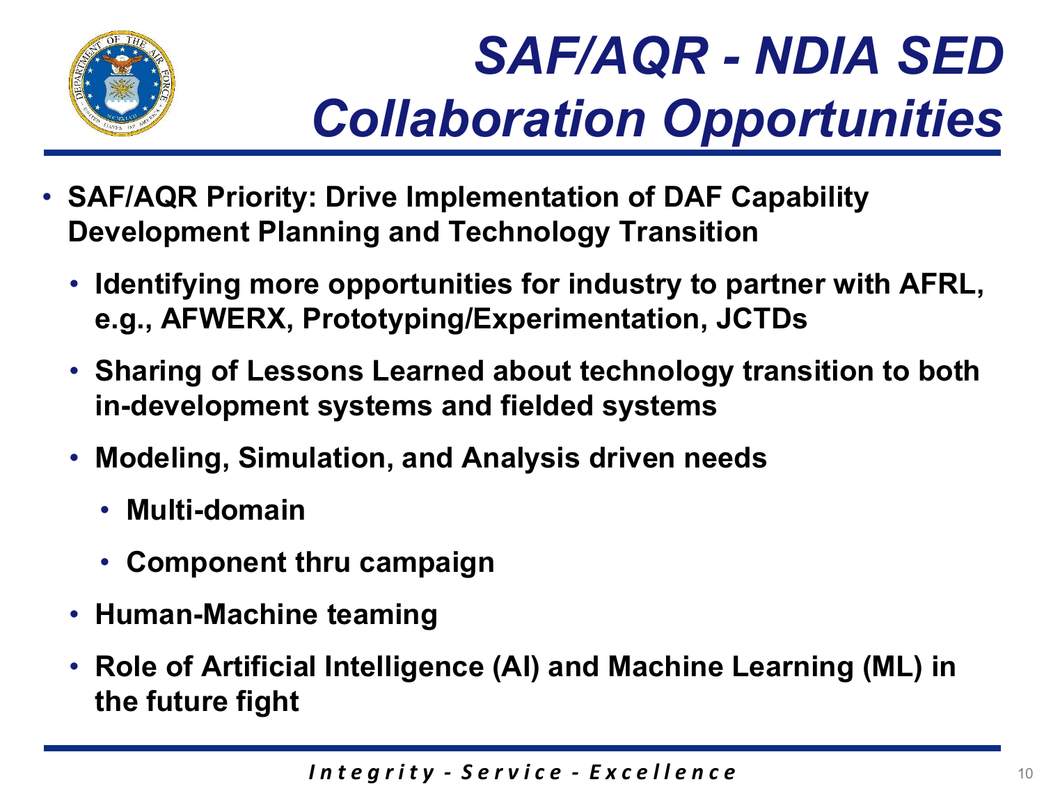# SAF/AQR - NDIA SED Collaboration Opportunities

- **SAF/AQR Priority: Drive Implementation of DAF Capability Development Planning and Technology Transition**
  - **Identifying more opportunities for industry to partner with AFRL, e.g., AFWERX, Prototyping/Experimentation, JCTDs**
  - **Sharing of Lessons Learned about technology transition to both in-development systems and fielded systems**
  - **Modeling, Simulation, and Analysis driven needs**
    - **Multi-domain**
    - **Component thru campaign**
  - **Human-Machine teaming**
  - **Role of Artificial Intelligence (AI) and Machine Learning (ML) in the future fight**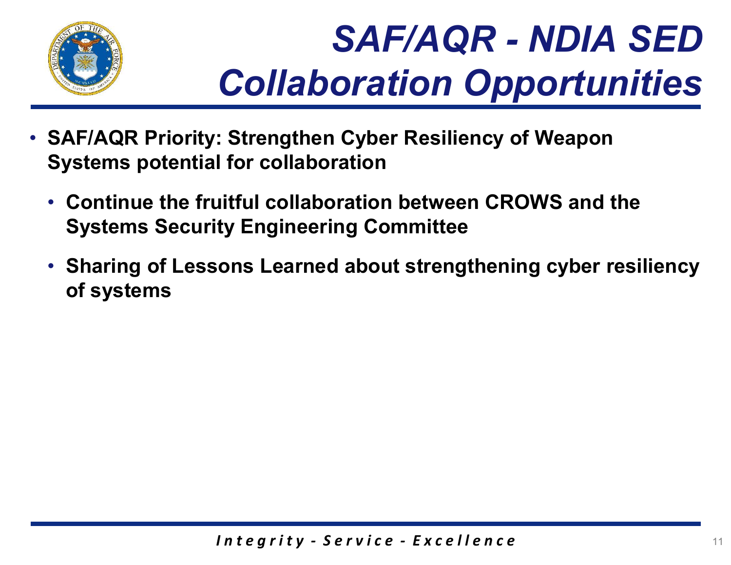# SAF/AQR - NDIA SED Collaboration Opportunities

- **SAF/AQR Priority: Strengthen Cyber Resiliency of Weapon Systems potential for collaboration**
  - **Continue the fruitful collaboration between CROWS and the Systems Security Engineering Committee**
  - **Sharing of Lessons Learned about strengthening cyber resiliency of systems**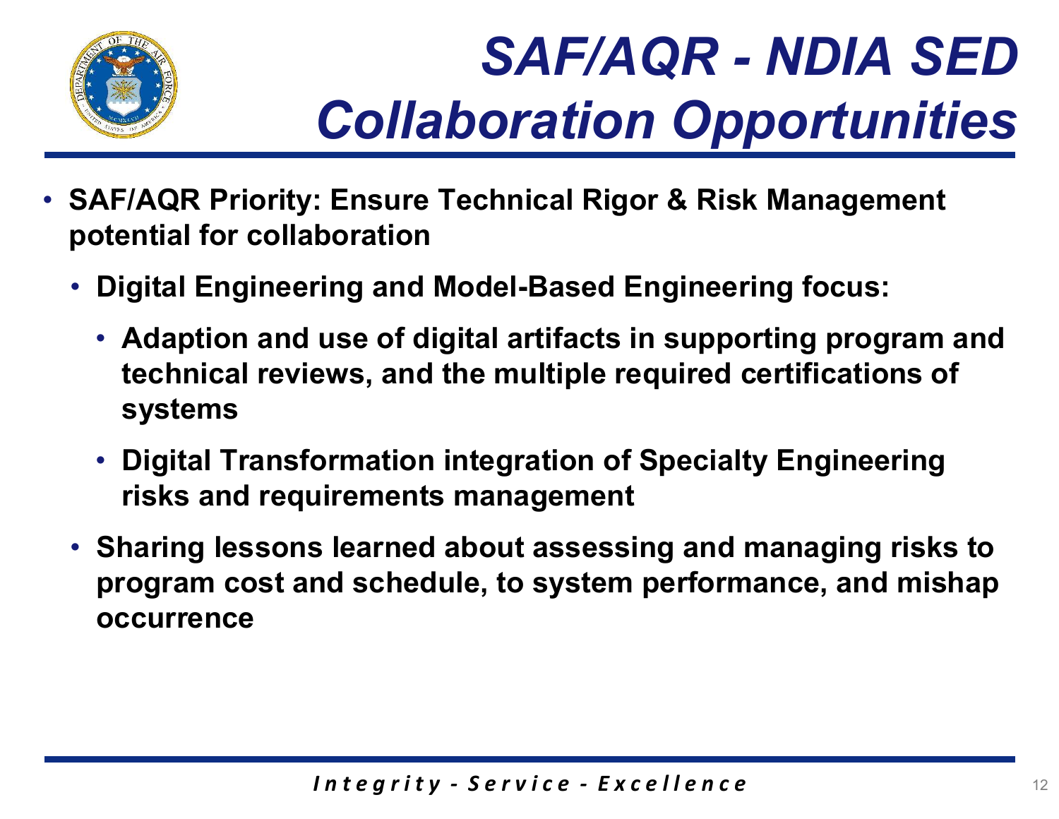# SAF/AQR - NDIA SED Collaboration Opportunities

- **SAF/AQR Priority: Ensure Technical Rigor & Risk Management potential for collaboration**
  - **Digital Engineering and Model-Based Engineering focus:**
    - **Adaption and use of digital artifacts in supporting program and technical reviews, and the multiple required certifications of systems**
    - **Digital Transformation integration of Specialty Engineering risks and requirements management**
  - **Sharing lessons learned about assessing and managing risks to program cost and schedule, to system performance, and mishap occurrence**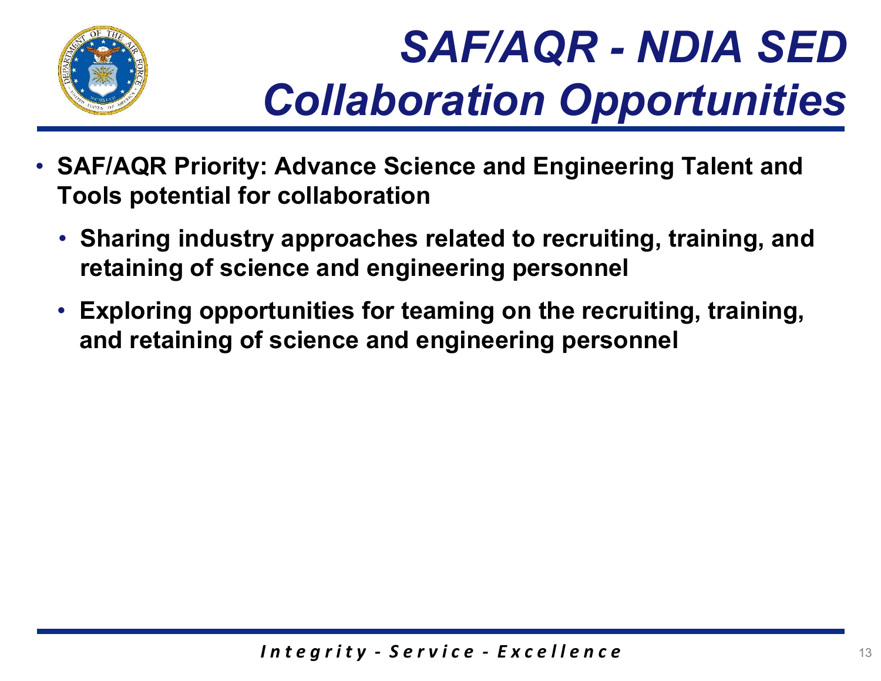# SAF/AQR - NDIA SED Collaboration Opportunities

- **SAF/AQR Priority: Advance Science and Engineering Talent and Tools potential for collaboration**
  - **Sharing industry approaches related to recruiting, training, and retaining of science and engineering personnel**
  - **Exploring opportunities for teaming on the recruiting, training, and retaining of science and engineering personnel**